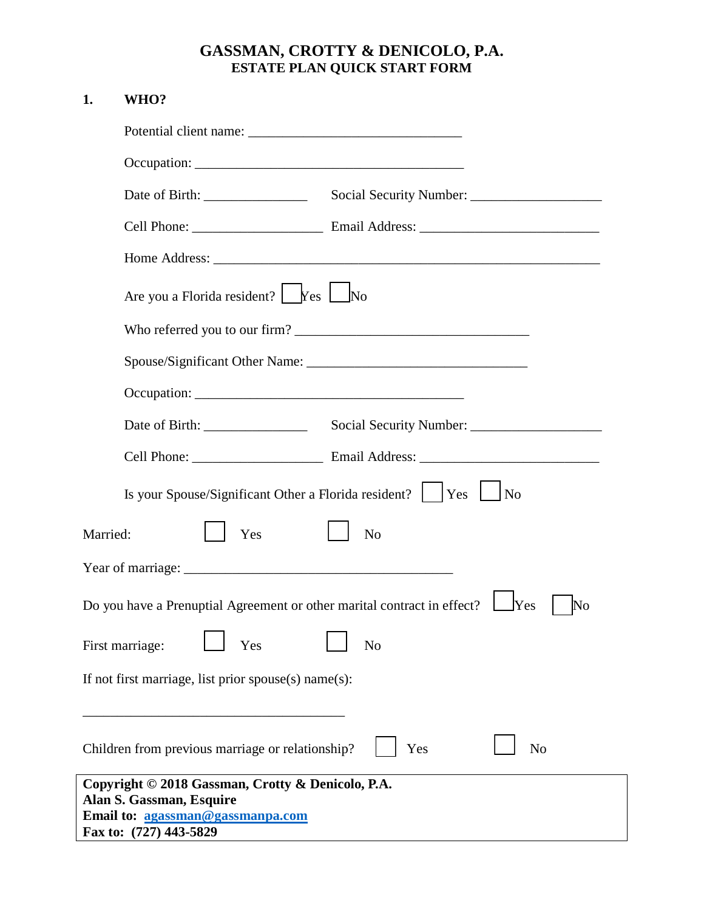# GASSMAN, CROTTY & DENICOLO, P.A.
## ESTATE PLAN QUICK START FORM

**1. WHO?**

Potential client name: ________________________________

Occupation: ________________________________________

Date of Birth: _______________ Social Security Number: ___________________

Cell Phone: ___________________ Email Address: __________________________

Home Address: ____________________________________________________________

Are you a Florida resident? ☐ Yes ☐ No

Who referred you to our firm? ___________________________________

Spouse/Significant Other Name: ________________________________

Occupation: ________________________________________

Date of Birth: _______________ Social Security Number: ___________________

Cell Phone: ___________________ Email Address: __________________________

Is your Spouse/Significant Other a Florida resident? ☐ Yes ☐ No

Married: ☐ Yes ☐ No

Year of marriage: ________________________________________

Do you have a Prenuptial Agreement or other marital contract in effect? ☐ Yes ☐ No

First marriage: ☐ Yes ☐ No

If not first marriage, list prior spouse(s) name(s):

_______________________________________

Children from previous marriage or relationship? ☐ Yes ☐ No

**Copyright © 2018 Gassman, Crotty & Denicolo, P.A.**
**Alan S. Gassman, Esquire**
**Email to: agassman@gassmanpa.com**
**Fax to: (727) 443-5829**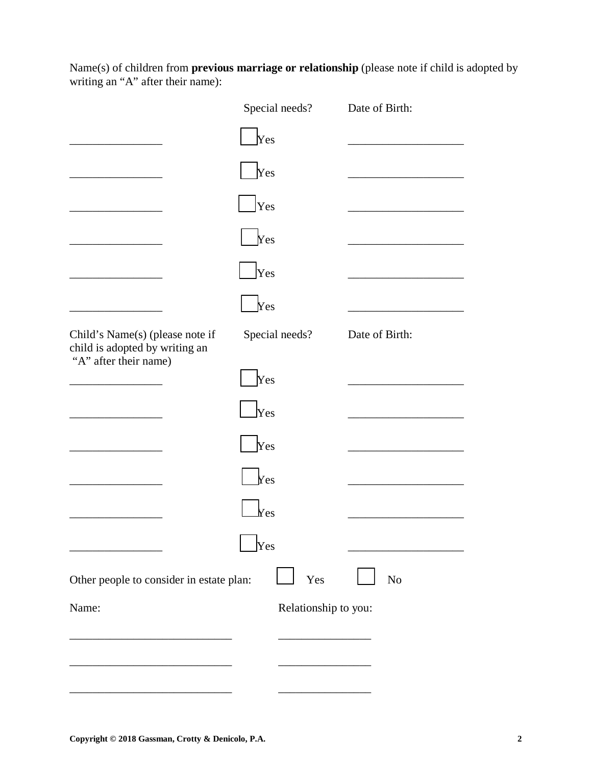Name(s) of children from **previous marriage or relationship** (please note if child is adopted by writing an "A" after their name):

| | Special needs? | Date of Birth: |
|---|---|---|
| ________________ | ☐ Yes | ____________________ |
| ________________ | ☐ Yes | ____________________ |
| ________________ | ☐ Yes | ____________________ |
| ________________ | ☐ Yes | ____________________ |
| ________________ | ☐ Yes | ____________________ |
| ________________ | ☐ Yes | ____________________ |

| Child's Name(s) (please note if child is adopted by writing an "A" after their name) | Special needs? | Date of Birth: |
|---|---|---|
| ________________ | ☐ Yes | ____________________ |
| ________________ | ☐ Yes | ____________________ |
| ________________ | ☐ Yes | ____________________ |
| ________________ | ☐ Yes | ____________________ |
| ________________ | ☐ Yes | ____________________ |
| ________________ | ☐ Yes | ____________________ |

Other people to consider in estate plan: ☐ Yes ☐ No

| Name: | Relationship to you: |
|---|---|
| ____________________________ | ________________ |
| ____________________________ | ________________ |
| ____________________________ | ________________ |

**Copyright © 2018 Gassman, Crotty & Denicolo, P.A.**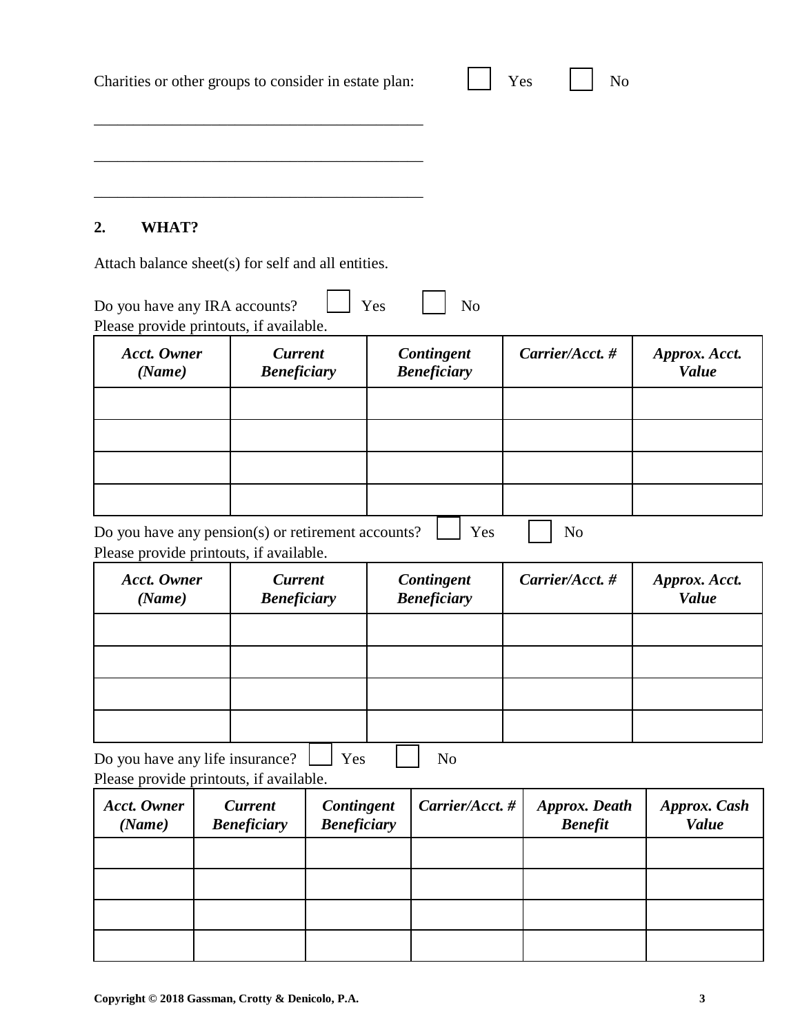Charities or other groups to consider in estate plan: ☐ Yes ☐ No

\_\_\_\_\_\_\_\_\_\_\_\_\_\_\_\_\_\_\_\_\_\_\_\_\_\_\_\_\_\_\_\_\_\_\_\_\_\_\_\_\_\_

\_\_\_\_\_\_\_\_\_\_\_\_\_\_\_\_\_\_\_\_\_\_\_\_\_\_\_\_\_\_\_\_\_\_\_\_\_\_\_\_\_\_

\_\_\_\_\_\_\_\_\_\_\_\_\_\_\_\_\_\_\_\_\_\_\_\_\_\_\_\_\_\_\_\_\_\_\_\_\_\_\_\_\_\_

## 2. WHAT?

Attach balance sheet(s) for self and all entities.

Do you have any IRA accounts? ☐ Yes ☐ No
Please provide printouts, if available.

| *Acct. Owner (Name)* | *Current Beneficiary* | *Contingent Beneficiary* | *Carrier/Acct. #* | *Approx. Acct. Value* |
|---|---|---|---|---|
| | | | | |
| | | | | |
| | | | | |
| | | | | |

Do you have any pension(s) or retirement accounts? ☐ Yes ☐ No
Please provide printouts, if available.

| *Acct. Owner (Name)* | *Current Beneficiary* | *Contingent Beneficiary* | *Carrier/Acct. #* | *Approx. Acct. Value* |
|---|---|---|---|---|
| | | | | |
| | | | | |
| | | | | |
| | | | | |

Do you have any life insurance? ☐ Yes ☐ No
Please provide printouts, if available.

| *Acct. Owner (Name)* | *Current Beneficiary* | *Contingent Beneficiary* | *Carrier/Acct. #* | *Approx. Death Benefit* | *Approx. Cash Value* |
|---|---|---|---|---|---|
| | | | | | |
| | | | | | |
| | | | | | |
| | | | | | |

**Copyright © 2018 Gassman, Crotty & Denicolo, P.A.**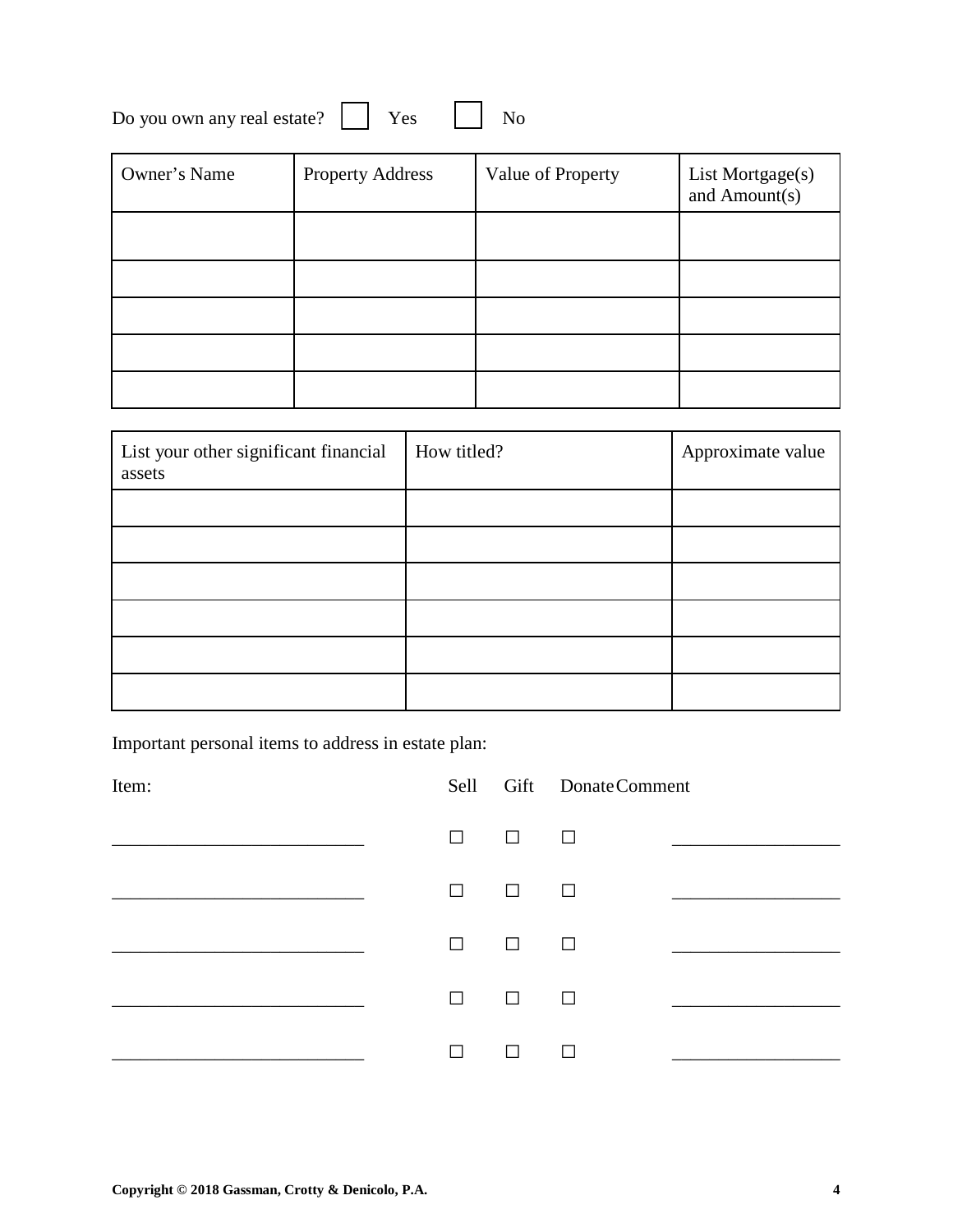Do you own any real estate? ☐ Yes ☐ No

| Owner's Name | Property Address | Value of Property | List Mortgage(s) and Amount(s) |
|---|---|---|---|
| | | | |
| | | | |
| | | | |
| | | | |
| | | | |

| List your other significant financial assets | How titled? | Approximate value |
|---|---|---|
| | | |
| | | |
| | | |
| | | |
| | | |
| | | |

Important personal items to address in estate plan:

| Item: | Sell | Gift | Donate | Comment |
|---|---|---|---|---|
| ____________________________ | ☐ | ☐ | ☐ | __________________ |
| ____________________________ | ☐ | ☐ | ☐ | __________________ |
| ____________________________ | ☐ | ☐ | ☐ | __________________ |
| ____________________________ | ☐ | ☐ | ☐ | __________________ |
| ____________________________ | ☐ | ☐ | ☐ | __________________ |

**Copyright © 2018 Gassman, Crotty & Denicolo, P.A.**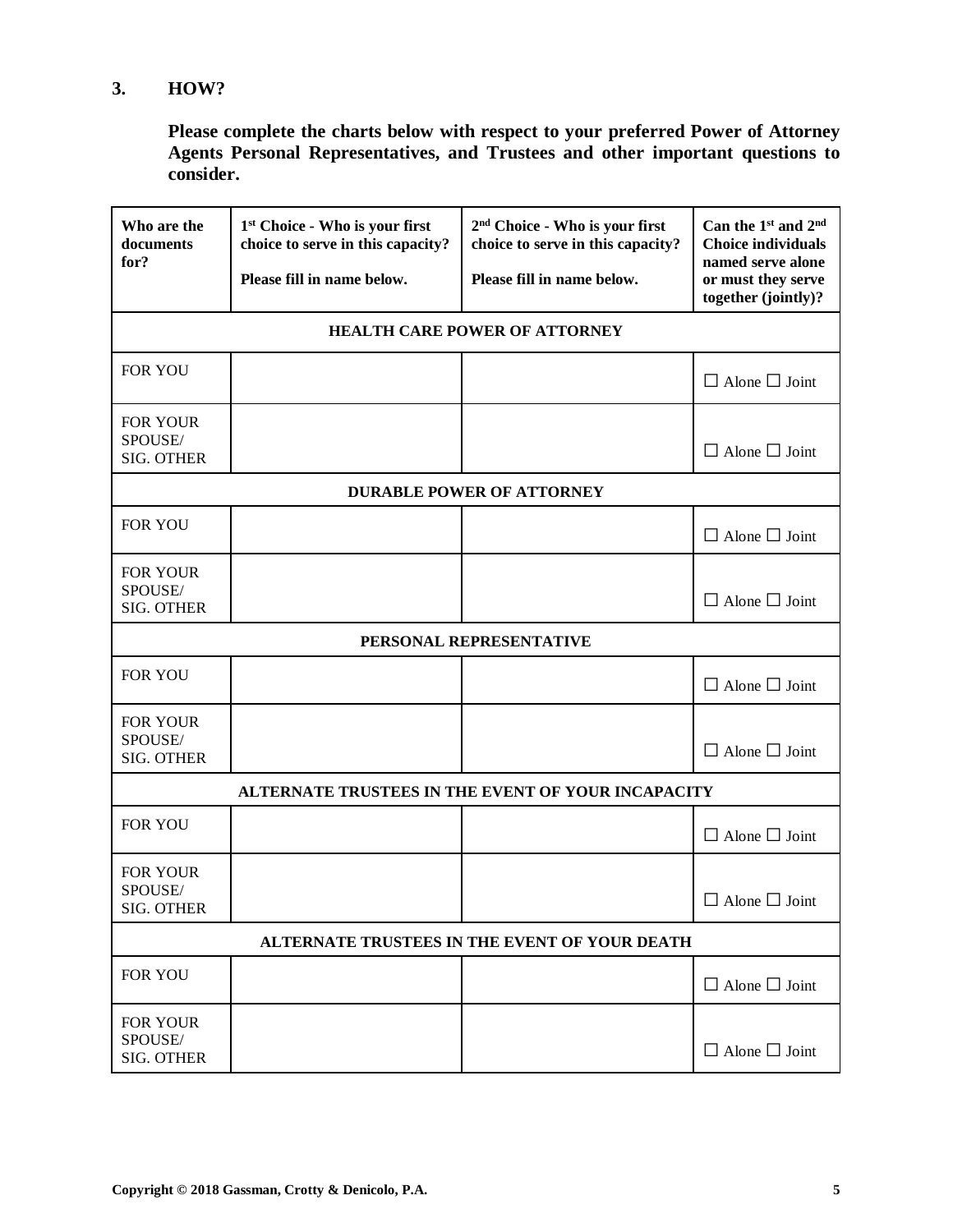## 3. HOW?

**Please complete the charts below with respect to your preferred Power of Attorney Agents Personal Representatives, and Trustees and other important questions to consider.**

| Who are the documents for? | 1st Choice - Who is your first choice to serve in this capacity? Please fill in name below. | 2nd Choice - Who is your first choice to serve in this capacity? Please fill in name below. | Can the 1st and 2nd Choice individuals named serve alone or must they serve together (jointly)? |
|---|---|---|---|
| **HEALTH CARE POWER OF ATTORNEY** | | | |
| FOR YOU | | | ☐ Alone ☐ Joint |
| FOR YOUR SPOUSE/ SIG. OTHER | | | ☐ Alone ☐ Joint |
| **DURABLE POWER OF ATTORNEY** | | | |
| FOR YOU | | | ☐ Alone ☐ Joint |
| FOR YOUR SPOUSE/ SIG. OTHER | | | ☐ Alone ☐ Joint |
| **PERSONAL REPRESENTATIVE** | | | |
| FOR YOU | | | ☐ Alone ☐ Joint |
| FOR YOUR SPOUSE/ SIG. OTHER | | | ☐ Alone ☐ Joint |
| **ALTERNATE TRUSTEES IN THE EVENT OF YOUR INCAPACITY** | | | |
| FOR YOU | | | ☐ Alone ☐ Joint |
| FOR YOUR SPOUSE/ SIG. OTHER | | | ☐ Alone ☐ Joint |
| **ALTERNATE TRUSTEES IN THE EVENT OF YOUR DEATH** | | | |
| FOR YOU | | | ☐ Alone ☐ Joint |
| FOR YOUR SPOUSE/ SIG. OTHER | | | ☐ Alone ☐ Joint |

Copyright © 2018 Gassman, Crotty & Denicolo, P.A.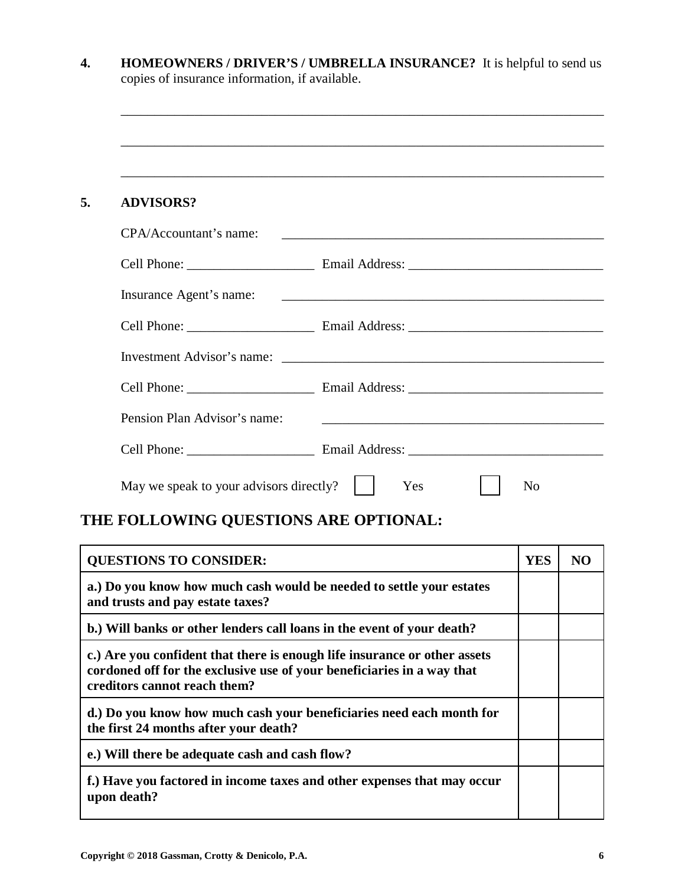**4.** **HOMEOWNERS / DRIVER'S / UMBRELLA INSURANCE?** It is helpful to send us copies of insurance information, if available.

______________________________________________________________________

______________________________________________________________________

______________________________________________________________________

**5.** **ADVISORS?**

CPA/Accountant's name: ______________________________________________

Cell Phone: ___________________ Email Address: _____________________________

Insurance Agent's name: ______________________________________________

Cell Phone: ___________________ Email Address: _____________________________

Investment Advisor's name: ______________________________________________

Cell Phone: ___________________ Email Address: _____________________________

Pension Plan Advisor's name: __________________________________________

Cell Phone: ___________________ Email Address: _____________________________

May we speak to your advisors directly? ☐ Yes ☐ No

## THE FOLLOWING QUESTIONS ARE OPTIONAL:

| **QUESTIONS TO CONSIDER:** | **YES** | **NO** |
|---|---|---|
| **a.) Do you know how much cash would be needed to settle your estates and trusts and pay estate taxes?** | | |
| **b.) Will banks or other lenders call loans in the event of your death?** | | |
| **c.) Are you confident that there is enough life insurance or other assets cordoned off for the exclusive use of your beneficiaries in a way that creditors cannot reach them?** | | |
| **d.) Do you know how much cash your beneficiaries need each month for the first 24 months after your death?** | | |
| **e.) Will there be adequate cash and cash flow?** | | |
| **f.) Have you factored in income taxes and other expenses that may occur upon death?** | | |

**Copyright © 2018 Gassman, Crotty & Denicolo, P.A.**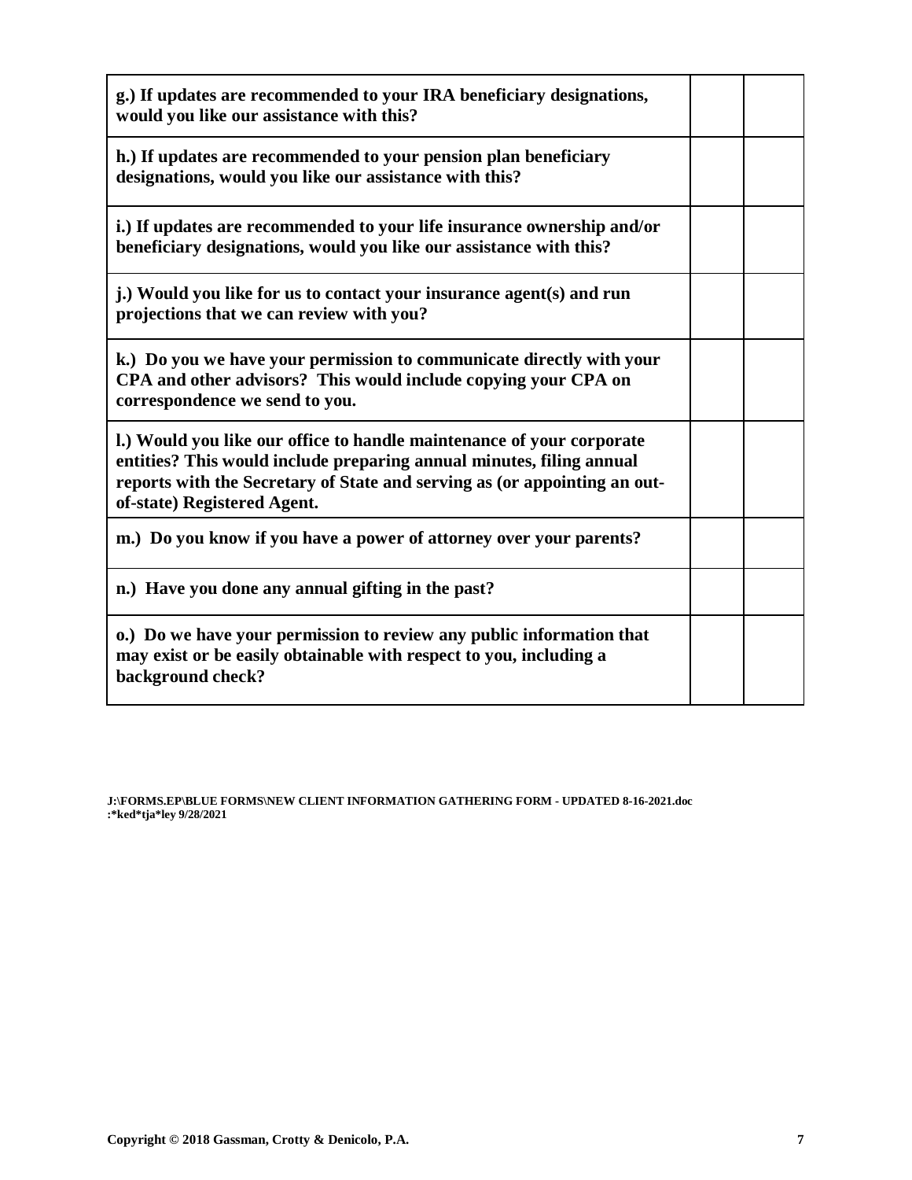| | | |
|---|---|---|
| **g.) If updates are recommended to your IRA beneficiary designations, would you like our assistance with this?** | | |
| **h.) If updates are recommended to your pension plan beneficiary designations, would you like our assistance with this?** | | |
| **i.) If updates are recommended to your life insurance ownership and/or beneficiary designations, would you like our assistance with this?** | | |
| **j.) Would you like for us to contact your insurance agent(s) and run projections that we can review with you?** | | |
| **k.) Do you we have your permission to communicate directly with your CPA and other advisors? This would include copying your CPA on correspondence we send to you.** | | |
| **l.) Would you like our office to handle maintenance of your corporate entities? This would include preparing annual minutes, filing annual reports with the Secretary of State and serving as (or appointing an out-of-state) Registered Agent.** | | |
| **m.) Do you know if you have a power of attorney over your parents?** | | |
| **n.) Have you done any annual gifting in the past?** | | |
| **o.) Do we have your permission to review any public information that may exist or be easily obtainable with respect to you, including a background check?** | | |

**J:\FORMS.EP\BLUE FORMS\NEW CLIENT INFORMATION GATHERING FORM - UPDATED 8-16-2021.doc**
**:*ked*tja*ley 9/28/2021**

**Copyright © 2018 Gassman, Crotty & Denicolo, P.A.**